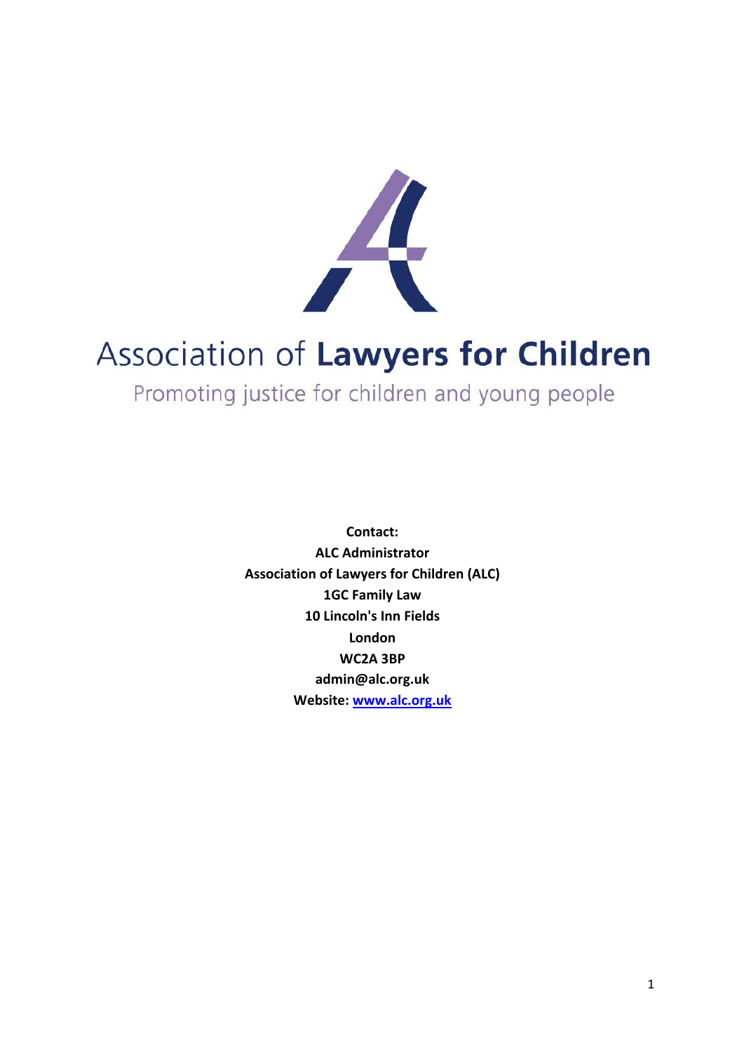# Association of **Lawyers for Children**

Promoting justice for children and young people

**Contact:**
**ALC Administrator**
**Association of Lawyers for Children (ALC)**
**1GC Family Law**
**10 Lincoln's Inn Fields**
**London**
**WC2A 3BP**
**admin@alc.org.uk**
**Website: [www.alc.org.uk](http://www.alc.org.uk)**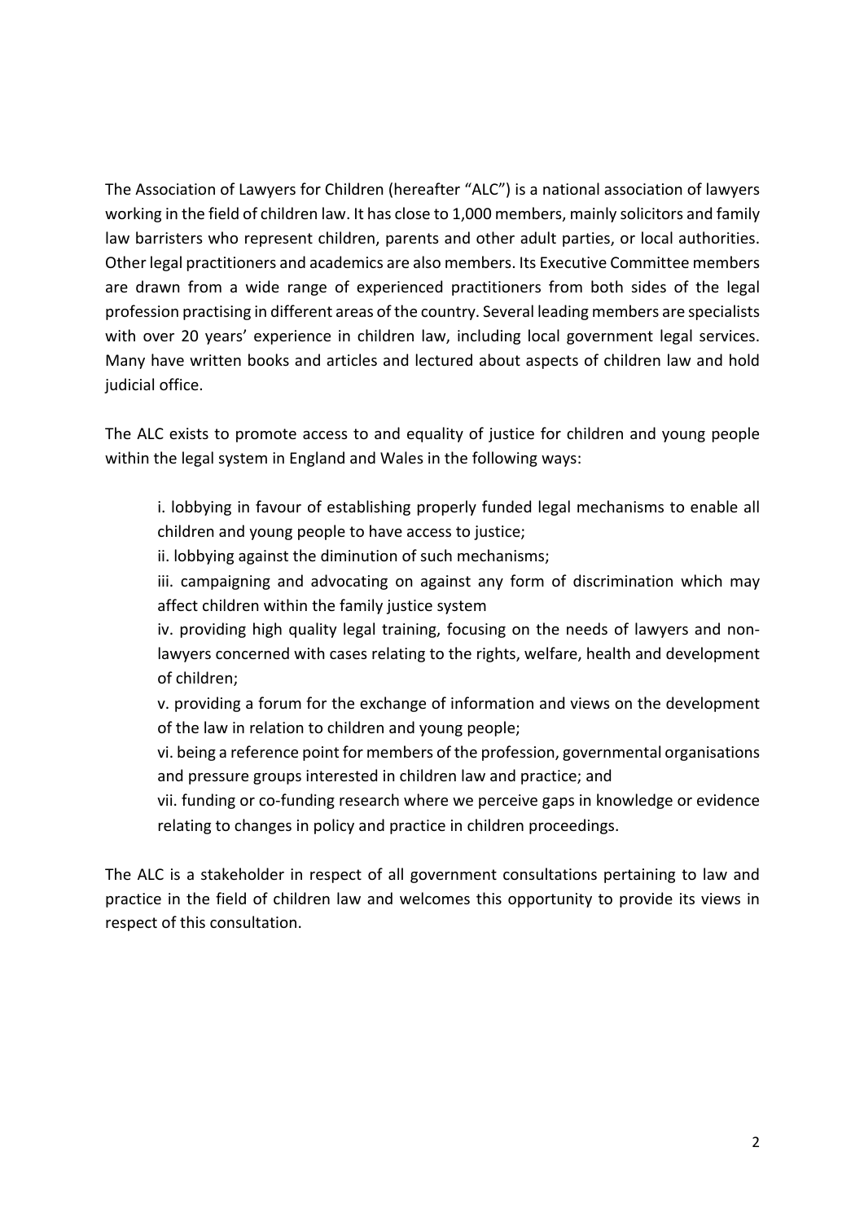The Association of Lawyers for Children (hereafter "ALC") is a national association of lawyers working in the field of children law. It has close to 1,000 members, mainly solicitors and family law barristers who represent children, parents and other adult parties, or local authorities. Other legal practitioners and academics are also members. Its Executive Committee members are drawn from a wide range of experienced practitioners from both sides of the legal profession practising in different areas of the country. Several leading members are specialists with over 20 years' experience in children law, including local government legal services. Many have written books and articles and lectured about aspects of children law and hold judicial office.

The ALC exists to promote access to and equality of justice for children and young people within the legal system in England and Wales in the following ways:

i. lobbying in favour of establishing properly funded legal mechanisms to enable all children and young people to have access to justice;

ii. lobbying against the diminution of such mechanisms;

iii. campaigning and advocating on against any form of discrimination which may affect children within the family justice system

iv. providing high quality legal training, focusing on the needs of lawyers and non-lawyers concerned with cases relating to the rights, welfare, health and development of children;

v. providing a forum for the exchange of information and views on the development of the law in relation to children and young people;

vi. being a reference point for members of the profession, governmental organisations and pressure groups interested in children law and practice; and

vii. funding or co-funding research where we perceive gaps in knowledge or evidence relating to changes in policy and practice in children proceedings.

The ALC is a stakeholder in respect of all government consultations pertaining to law and practice in the field of children law and welcomes this opportunity to provide its views in respect of this consultation.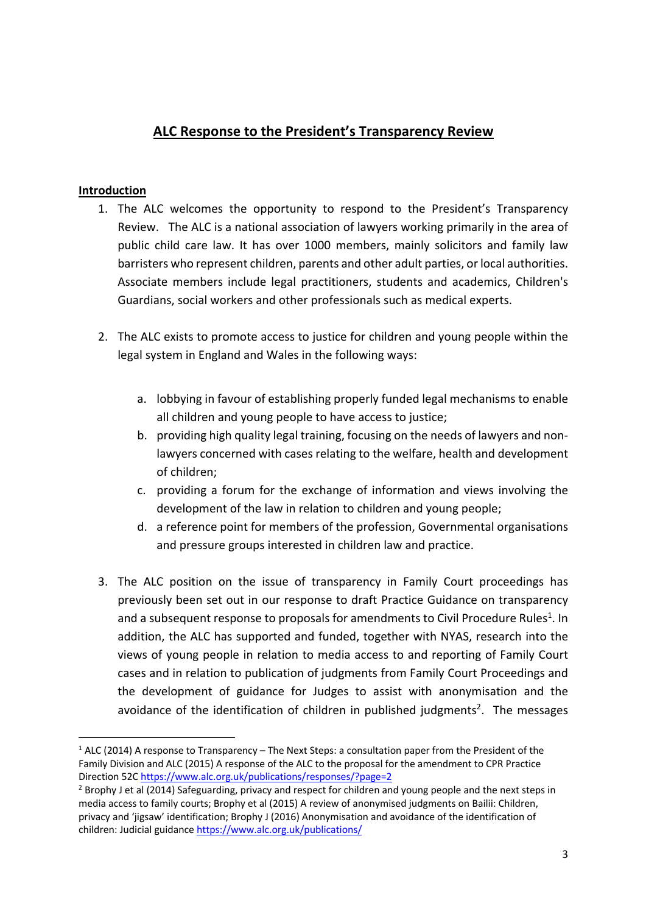## ALC Response to the President's Transparency Review

### Introduction

1. The ALC welcomes the opportunity to respond to the President's Transparency Review. The ALC is a national association of lawyers working primarily in the area of public child care law. It has over 1000 members, mainly solicitors and family law barristers who represent children, parents and other adult parties, or local authorities. Associate members include legal practitioners, students and academics, Children's Guardians, social workers and other professionals such as medical experts.

2. The ALC exists to promote access to justice for children and young people within the legal system in England and Wales in the following ways:

   a. lobbying in favour of establishing properly funded legal mechanisms to enable all children and young people to have access to justice;
   b. providing high quality legal training, focusing on the needs of lawyers and non-lawyers concerned with cases relating to the welfare, health and development of children;
   c. providing a forum for the exchange of information and views involving the development of the law in relation to children and young people;
   d. a reference point for members of the profession, Governmental organisations and pressure groups interested in children law and practice.

3. The ALC position on the issue of transparency in Family Court proceedings has previously been set out in our response to draft Practice Guidance on transparency and a subsequent response to proposals for amendments to Civil Procedure Rules[1]. In addition, the ALC has supported and funded, together with NYAS, research into the views of young people in relation to media access to and reporting of Family Court cases and in relation to publication of judgments from Family Court Proceedings and the development of guidance for Judges to assist with anonymisation and the avoidance of the identification of children in published judgments[2]. The messages

---

[1] ALC (2014) A response to Transparency – The Next Steps: a consultation paper from the President of the Family Division and ALC (2015) A response of the ALC to the proposal for the amendment to CPR Practice Direction 52C https://www.alc.org.uk/publications/responses/?page=2

[2] Brophy J et al (2014) Safeguarding, privacy and respect for children and young people and the next steps in media access to family courts; Brophy et al (2015) A review of anonymised judgments on Bailii: Children, privacy and 'jigsaw' identification; Brophy J (2016) Anonymisation and avoidance of the identification of children: Judicial guidance https://www.alc.org.uk/publications/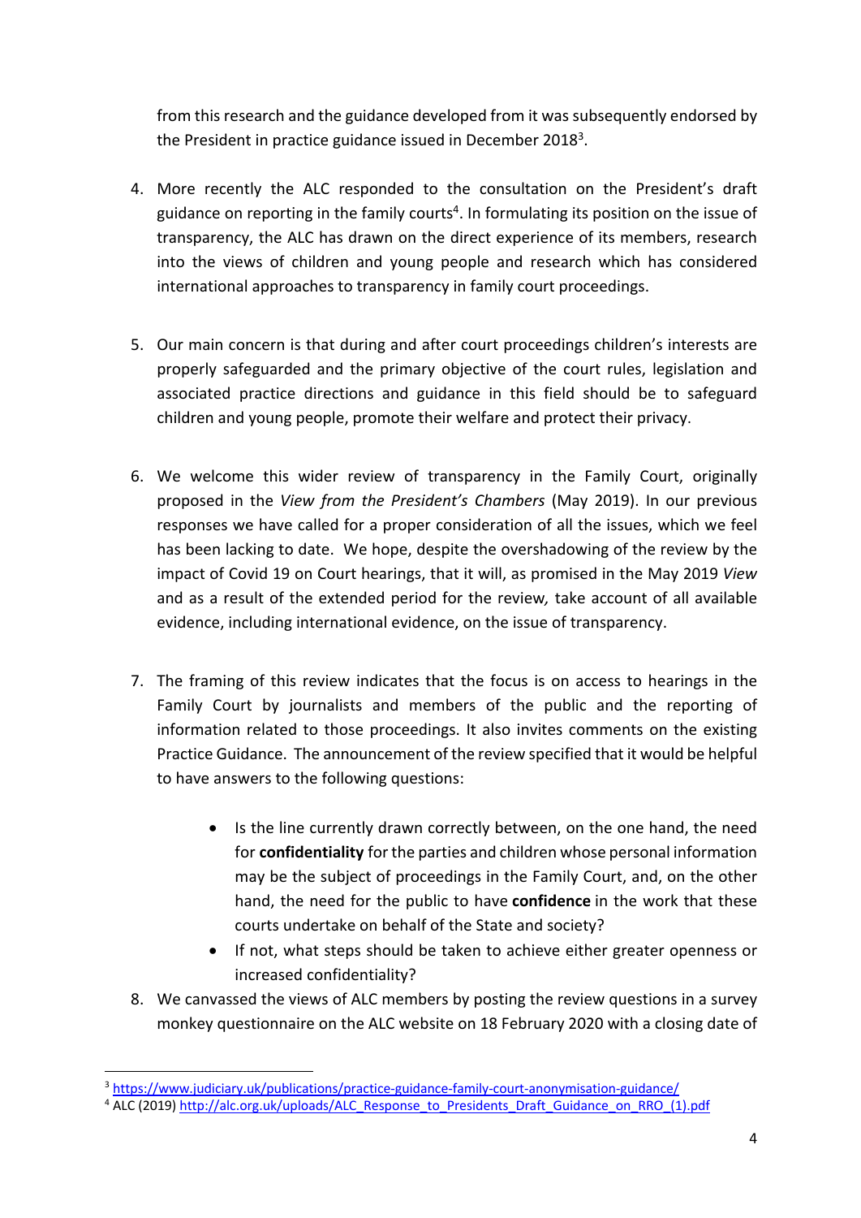from this research and the guidance developed from it was subsequently endorsed by the President in practice guidance issued in December 2018[3].

4. More recently the ALC responded to the consultation on the President's draft guidance on reporting in the family courts[4]. In formulating its position on the issue of transparency, the ALC has drawn on the direct experience of its members, research into the views of children and young people and research which has considered international approaches to transparency in family court proceedings.

5. Our main concern is that during and after court proceedings children's interests are properly safeguarded and the primary objective of the court rules, legislation and associated practice directions and guidance in this field should be to safeguard children and young people, promote their welfare and protect their privacy.

6. We welcome this wider review of transparency in the Family Court, originally proposed in the *View from the President's Chambers* (May 2019). In our previous responses we have called for a proper consideration of all the issues, which we feel has been lacking to date. We hope, despite the overshadowing of the review by the impact of Covid 19 on Court hearings, that it will, as promised in the May 2019 *View* and as a result of the extended period for the review*,* take account of all available evidence, including international evidence, on the issue of transparency.

7. The framing of this review indicates that the focus is on access to hearings in the Family Court by journalists and members of the public and the reporting of information related to those proceedings. It also invites comments on the existing Practice Guidance. The announcement of the review specified that it would be helpful to have answers to the following questions:

    - Is the line currently drawn correctly between, on the one hand, the need for **confidentiality** for the parties and children whose personal information may be the subject of proceedings in the Family Court, and, on the other hand, the need for the public to have **confidence** in the work that these courts undertake on behalf of the State and society?
    - If not, what steps should be taken to achieve either greater openness or increased confidentiality?

8. We canvassed the views of ALC members by posting the review questions in a survey monkey questionnaire on the ALC website on 18 February 2020 with a closing date of

---

[3] https://www.judiciary.uk/publications/practice-guidance-family-court-anonymisation-guidance/

[4] ALC (2019) http://alc.org.uk/uploads/ALC_Response_to_Presidents_Draft_Guidance_on_RRO_(1).pdf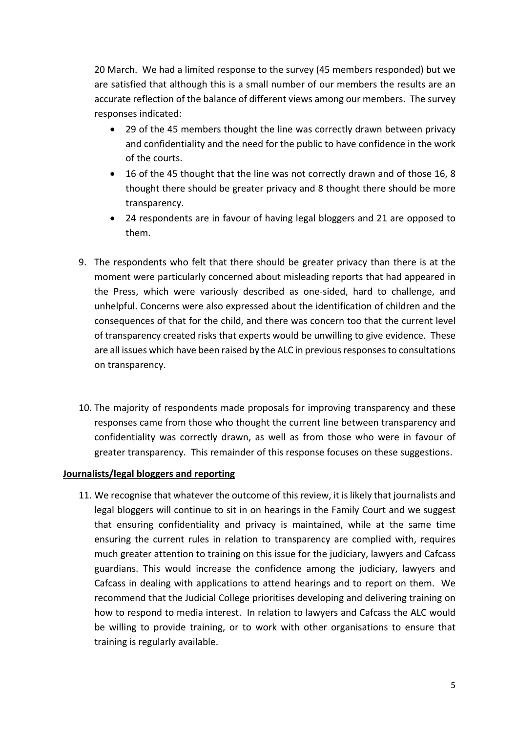20 March. We had a limited response to the survey (45 members responded) but we are satisfied that although this is a small number of our members the results are an accurate reflection of the balance of different views among our members. The survey responses indicated:

- 29 of the 45 members thought the line was correctly drawn between privacy and confidentiality and the need for the public to have confidence in the work of the courts.
- 16 of the 45 thought that the line was not correctly drawn and of those 16, 8 thought there should be greater privacy and 8 thought there should be more transparency.
- 24 respondents are in favour of having legal bloggers and 21 are opposed to them.

9. The respondents who felt that there should be greater privacy than there is at the moment were particularly concerned about misleading reports that had appeared in the Press, which were variously described as one-sided, hard to challenge, and unhelpful. Concerns were also expressed about the identification of children and the consequences of that for the child, and there was concern too that the current level of transparency created risks that experts would be unwilling to give evidence. These are all issues which have been raised by the ALC in previous responses to consultations on transparency.

10. The majority of respondents made proposals for improving transparency and these responses came from those who thought the current line between transparency and confidentiality was correctly drawn, as well as from those who were in favour of greater transparency. This remainder of this response focuses on these suggestions.

**Journalists/legal bloggers and reporting**

11. We recognise that whatever the outcome of this review, it is likely that journalists and legal bloggers will continue to sit in on hearings in the Family Court and we suggest that ensuring confidentiality and privacy is maintained, while at the same time ensuring the current rules in relation to transparency are complied with, requires much greater attention to training on this issue for the judiciary, lawyers and Cafcass guardians. This would increase the confidence among the judiciary, lawyers and Cafcass in dealing with applications to attend hearings and to report on them. We recommend that the Judicial College prioritises developing and delivering training on how to respond to media interest. In relation to lawyers and Cafcass the ALC would be willing to provide training, or to work with other organisations to ensure that training is regularly available.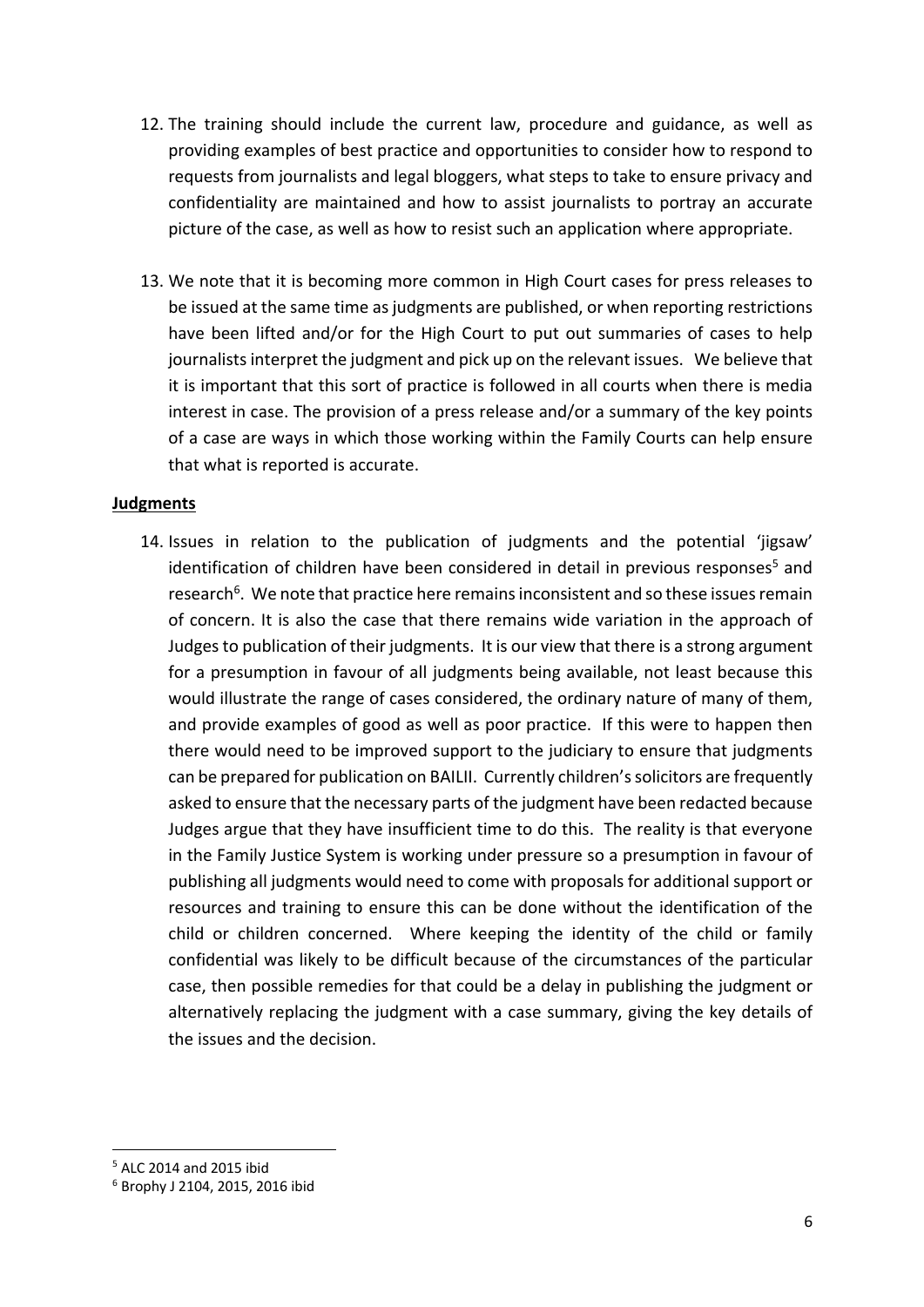12. The training should include the current law, procedure and guidance, as well as providing examples of best practice and opportunities to consider how to respond to requests from journalists and legal bloggers, what steps to take to ensure privacy and confidentiality are maintained and how to assist journalists to portray an accurate picture of the case, as well as how to resist such an application where appropriate.

13. We note that it is becoming more common in High Court cases for press releases to be issued at the same time as judgments are published, or when reporting restrictions have been lifted and/or for the High Court to put out summaries of cases to help journalists interpret the judgment and pick up on the relevant issues. We believe that it is important that this sort of practice is followed in all courts when there is media interest in case. The provision of a press release and/or a summary of the key points of a case are ways in which those working within the Family Courts can help ensure that what is reported is accurate.

**Judgments**

14. Issues in relation to the publication of judgments and the potential 'jigsaw' identification of children have been considered in detail in previous responses[5] and research[6]. We note that practice here remains inconsistent and so these issues remain of concern. It is also the case that there remains wide variation in the approach of Judges to publication of their judgments. It is our view that there is a strong argument for a presumption in favour of all judgments being available, not least because this would illustrate the range of cases considered, the ordinary nature of many of them, and provide examples of good as well as poor practice. If this were to happen then there would need to be improved support to the judiciary to ensure that judgments can be prepared for publication on BAILII. Currently children's solicitors are frequently asked to ensure that the necessary parts of the judgment have been redacted because Judges argue that they have insufficient time to do this. The reality is that everyone in the Family Justice System is working under pressure so a presumption in favour of publishing all judgments would need to come with proposals for additional support or resources and training to ensure this can be done without the identification of the child or children concerned. Where keeping the identity of the child or family confidential was likely to be difficult because of the circumstances of the particular case, then possible remedies for that could be a delay in publishing the judgment or alternatively replacing the judgment with a case summary, giving the key details of the issues and the decision.

---

[5] ALC 2014 and 2015 ibid

[6] Brophy J 2104, 2015, 2016 ibid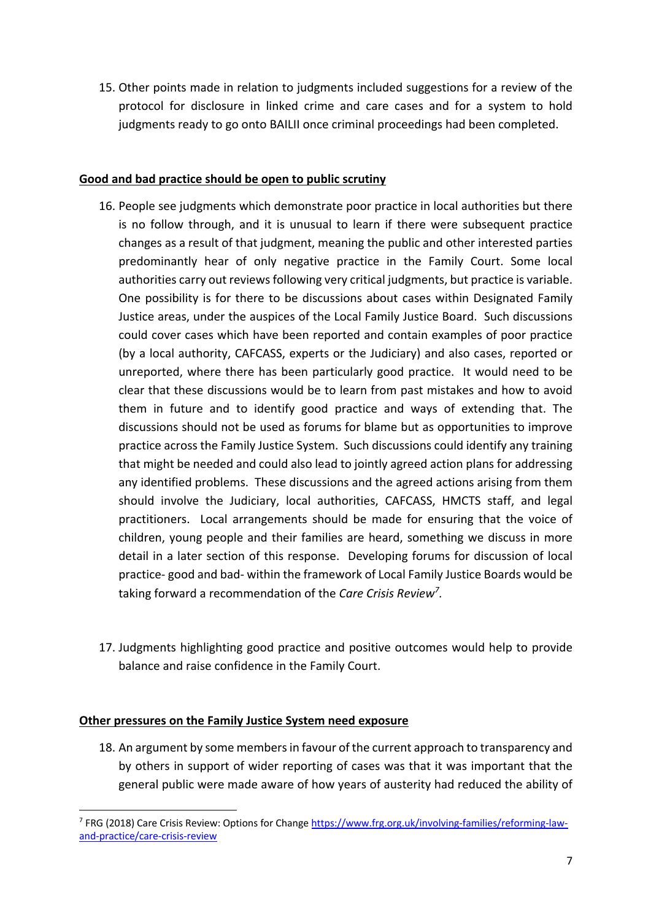15. Other points made in relation to judgments included suggestions for a review of the protocol for disclosure in linked crime and care cases and for a system to hold judgments ready to go onto BAILII once criminal proceedings had been completed.

**Good and bad practice should be open to public scrutiny**

16. People see judgments which demonstrate poor practice in local authorities but there is no follow through, and it is unusual to learn if there were subsequent practice changes as a result of that judgment, meaning the public and other interested parties predominantly hear of only negative practice in the Family Court. Some local authorities carry out reviews following very critical judgments, but practice is variable. One possibility is for there to be discussions about cases within Designated Family Justice areas, under the auspices of the Local Family Justice Board. Such discussions could cover cases which have been reported and contain examples of poor practice (by a local authority, CAFCASS, experts or the Judiciary) and also cases, reported or unreported, where there has been particularly good practice. It would need to be clear that these discussions would be to learn from past mistakes and how to avoid them in future and to identify good practice and ways of extending that. The discussions should not be used as forums for blame but as opportunities to improve practice across the Family Justice System. Such discussions could identify any training that might be needed and could also lead to jointly agreed action plans for addressing any identified problems. These discussions and the agreed actions arising from them should involve the Judiciary, local authorities, CAFCASS, HMCTS staff, and legal practitioners. Local arrangements should be made for ensuring that the voice of children, young people and their families are heard, something we discuss in more detail in a later section of this response. Developing forums for discussion of local practice- good and bad- within the framework of Local Family Justice Boards would be taking forward a recommendation of the *Care Crisis Review*[7].

17. Judgments highlighting good practice and positive outcomes would help to provide balance and raise confidence in the Family Court.

**Other pressures on the Family Justice System need exposure**

18. An argument by some members in favour of the current approach to transparency and by others in support of wider reporting of cases was that it was important that the general public were made aware of how years of austerity had reduced the ability of

[7] FRG (2018) Care Crisis Review: Options for Change https://www.frg.org.uk/involving-families/reforming-law-and-practice/care-crisis-review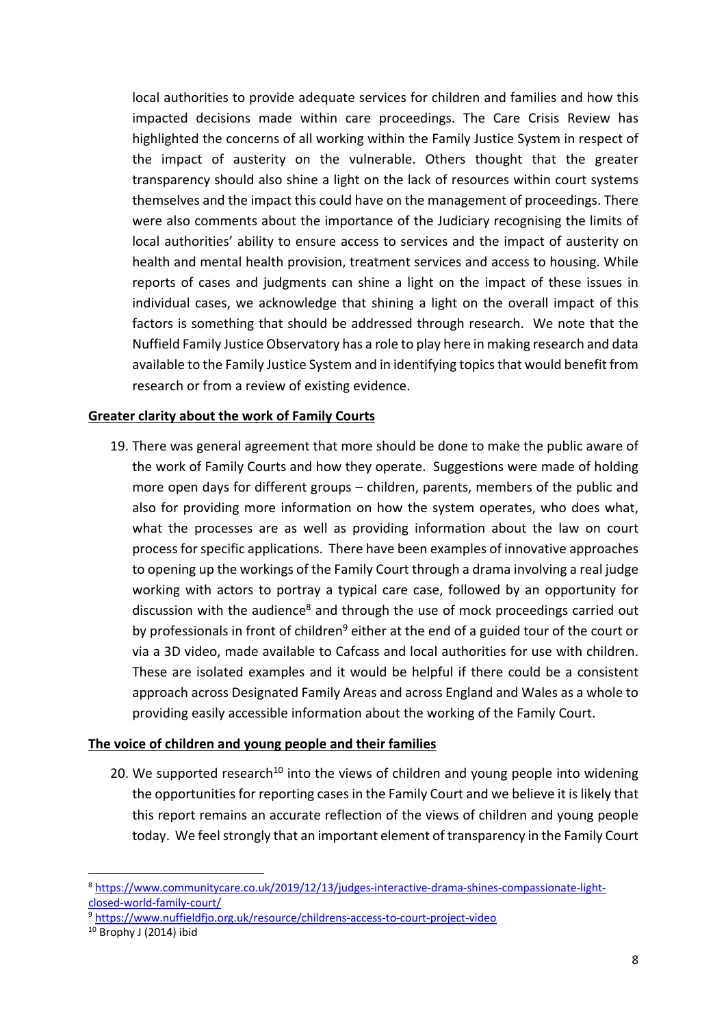local authorities to provide adequate services for children and families and how this impacted decisions made within care proceedings. The Care Crisis Review has highlighted the concerns of all working within the Family Justice System in respect of the impact of austerity on the vulnerable. Others thought that the greater transparency should also shine a light on the lack of resources within court systems themselves and the impact this could have on the management of proceedings. There were also comments about the importance of the Judiciary recognising the limits of local authorities' ability to ensure access to services and the impact of austerity on health and mental health provision, treatment services and access to housing. While reports of cases and judgments can shine a light on the impact of these issues in individual cases, we acknowledge that shining a light on the overall impact of this factors is something that should be addressed through research. We note that the Nuffield Family Justice Observatory has a role to play here in making research and data available to the Family Justice System and in identifying topics that would benefit from research or from a review of existing evidence.

**Greater clarity about the work of Family Courts**

19. There was general agreement that more should be done to make the public aware of the work of Family Courts and how they operate. Suggestions were made of holding more open days for different groups – children, parents, members of the public and also for providing more information on how the system operates, who does what, what the processes are as well as providing information about the law on court process for specific applications. There have been examples of innovative approaches to opening up the workings of the Family Court through a drama involving a real judge working with actors to portray a typical care case, followed by an opportunity for discussion with the audience[8] and through the use of mock proceedings carried out by professionals in front of children[9] either at the end of a guided tour of the court or via a 3D video, made available to Cafcass and local authorities for use with children. These are isolated examples and it would be helpful if there could be a consistent approach across Designated Family Areas and across England and Wales as a whole to providing easily accessible information about the working of the Family Court.

**The voice of children and young people and their families**

20. We supported research[10] into the views of children and young people into widening the opportunities for reporting cases in the Family Court and we believe it is likely that this report remains an accurate reflection of the views of children and young people today. We feel strongly that an important element of transparency in the Family Court

---

[8] https://www.communitycare.co.uk/2019/12/13/judges-interactive-drama-shines-compassionate-light-closed-world-family-court/

[9] https://www.nuffieldfjo.org.uk/resource/childrens-access-to-court-project-video

[10] Brophy J (2014) ibid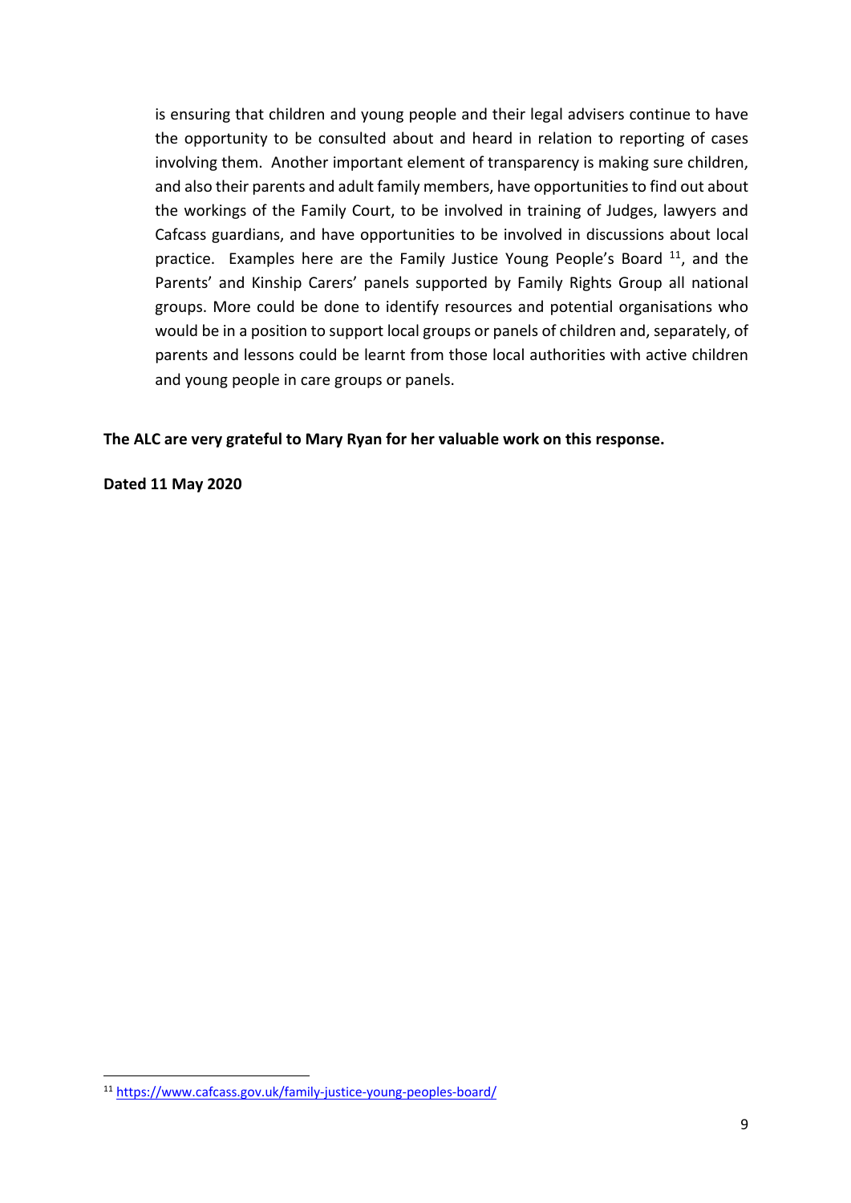is ensuring that children and young people and their legal advisers continue to have the opportunity to be consulted about and heard in relation to reporting of cases involving them. Another important element of transparency is making sure children, and also their parents and adult family members, have opportunities to find out about the workings of the Family Court, to be involved in training of Judges, lawyers and Cafcass guardians, and have opportunities to be involved in discussions about local practice. Examples here are the Family Justice Young People's Board [11], and the Parents' and Kinship Carers' panels supported by Family Rights Group all national groups. More could be done to identify resources and potential organisations who would be in a position to support local groups or panels of children and, separately, of parents and lessons could be learnt from those local authorities with active children and young people in care groups or panels.

**The ALC are very grateful to Mary Ryan for her valuable work on this response.**

**Dated 11 May 2020**

---

[11] https://www.cafcass.gov.uk/family-justice-young-peoples-board/